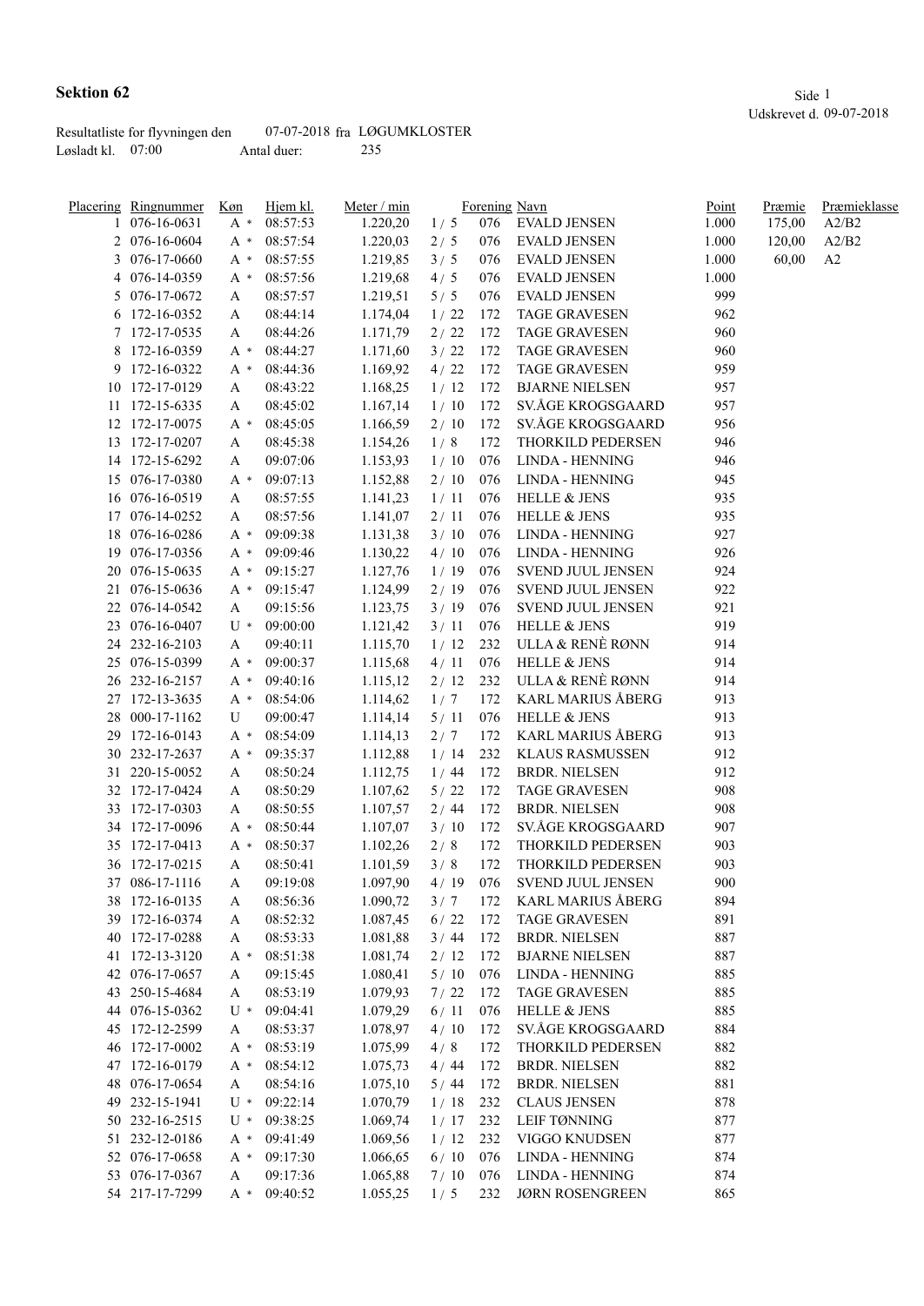## Sektion 62

Udskrevet d. 09-07-2018

Resultatliste for flyvningen den 07-07-2018 fra LØGUMKLOSTER
Løsladt kl. 07:00 Antal duer: 235

| Placering | Ringnummer | Køn | Hjem kl. | Meter / min | | Forening | Navn | Point | Præmie | Præmieklasse |
|---|---|---|---|---|---|---|---|---|---|---|
| 1 | 076-16-0631 | A * | 08:57:53 | 1.220,20 | 1 / 5 | 076 | EVALD JENSEN | 1.000 | 175,00 | A2/B2 |
| 2 | 076-16-0604 | A * | 08:57:54 | 1.220,03 | 2 / 5 | 076 | EVALD JENSEN | 1.000 | 120,00 | A2/B2 |
| 3 | 076-17-0660 | A * | 08:57:55 | 1.219,85 | 3 / 5 | 076 | EVALD JENSEN | 1.000 | 60,00 | A2 |
| 4 | 076-14-0359 | A * | 08:57:56 | 1.219,68 | 4 / 5 | 076 | EVALD JENSEN | 1.000 | | |
| 5 | 076-17-0672 | A | 08:57:57 | 1.219,51 | 5 / 5 | 076 | EVALD JENSEN | 999 | | |
| 6 | 172-16-0352 | A | 08:44:14 | 1.174,04 | 1 / 22 | 172 | TAGE GRAVESEN | 962 | | |
| 7 | 172-17-0535 | A | 08:44:26 | 1.171,79 | 2 / 22 | 172 | TAGE GRAVESEN | 960 | | |
| 8 | 172-16-0359 | A * | 08:44:27 | 1.171,60 | 3 / 22 | 172 | TAGE GRAVESEN | 960 | | |
| 9 | 172-16-0322 | A * | 08:44:36 | 1.169,92 | 4 / 22 | 172 | TAGE GRAVESEN | 959 | | |
| 10 | 172-17-0129 | A | 08:43:22 | 1.168,25 | 1 / 12 | 172 | BJARNE NIELSEN | 957 | | |
| 11 | 172-15-6335 | A | 08:45:02 | 1.167,14 | 1 / 10 | 172 | SV.ÅGE KROGSGAARD | 957 | | |
| 12 | 172-17-0075 | A * | 08:45:05 | 1.166,59 | 2 / 10 | 172 | SV.ÅGE KROGSGAARD | 956 | | |
| 13 | 172-17-0207 | A | 08:45:38 | 1.154,26 | 1 / 8 | 172 | THORKILD PEDERSEN | 946 | | |
| 14 | 172-15-6292 | A | 09:07:06 | 1.153,93 | 1 / 10 | 076 | LINDA - HENNING | 946 | | |
| 15 | 076-17-0380 | A * | 09:07:13 | 1.152,88 | 2 / 10 | 076 | LINDA - HENNING | 945 | | |
| 16 | 076-16-0519 | A | 08:57:55 | 1.141,23 | 1 / 11 | 076 | HELLE & JENS | 935 | | |
| 17 | 076-14-0252 | A | 08:57:56 | 1.141,07 | 2 / 11 | 076 | HELLE & JENS | 935 | | |
| 18 | 076-16-0286 | A * | 09:09:38 | 1.131,38 | 3 / 10 | 076 | LINDA - HENNING | 927 | | |
| 19 | 076-17-0356 | A * | 09:09:46 | 1.130,22 | 4 / 10 | 076 | LINDA - HENNING | 926 | | |
| 20 | 076-15-0635 | A * | 09:15:27 | 1.127,76 | 1 / 19 | 076 | SVEND JUUL JENSEN | 924 | | |
| 21 | 076-15-0636 | A * | 09:15:47 | 1.124,99 | 2 / 19 | 076 | SVEND JUUL JENSEN | 922 | | |
| 22 | 076-14-0542 | A | 09:15:56 | 1.123,75 | 3 / 19 | 076 | SVEND JUUL JENSEN | 921 | | |
| 23 | 076-16-0407 | U * | 09:00:00 | 1.121,42 | 3 / 11 | 076 | HELLE & JENS | 919 | | |
| 24 | 232-16-2103 | A | 09:40:11 | 1.115,70 | 1 / 12 | 232 | ULLA & RENÈ RØNN | 914 | | |
| 25 | 076-15-0399 | A * | 09:00:37 | 1.115,68 | 4 / 11 | 076 | HELLE & JENS | 914 | | |
| 26 | 232-16-2157 | A * | 09:40:16 | 1.115,12 | 2 / 12 | 232 | ULLA & RENÈ RØNN | 914 | | |
| 27 | 172-13-3635 | A * | 08:54:06 | 1.114,62 | 1 / 7 | 172 | KARL MARIUS ÅBERG | 913 | | |
| 28 | 000-17-1162 | U | 09:00:47 | 1.114,14 | 5 / 11 | 076 | HELLE & JENS | 913 | | |
| 29 | 172-16-0143 | A * | 08:54:09 | 1.114,13 | 2 / 7 | 172 | KARL MARIUS ÅBERG | 913 | | |
| 30 | 232-17-2637 | A * | 09:35:37 | 1.112,88 | 1 / 14 | 232 | KLAUS RASMUSSEN | 912 | | |
| 31 | 220-15-0052 | A | 08:50:24 | 1.112,75 | 1 / 44 | 172 | BRDR. NIELSEN | 912 | | |
| 32 | 172-17-0424 | A | 08:50:29 | 1.107,62 | 5 / 22 | 172 | TAGE GRAVESEN | 908 | | |
| 33 | 172-17-0303 | A | 08:50:55 | 1.107,57 | 2 / 44 | 172 | BRDR. NIELSEN | 908 | | |
| 34 | 172-17-0096 | A * | 08:50:44 | 1.107,07 | 3 / 10 | 172 | SV.ÅGE KROGSGAARD | 907 | | |
| 35 | 172-17-0413 | A * | 08:50:37 | 1.102,26 | 2 / 8 | 172 | THORKILD PEDERSEN | 903 | | |
| 36 | 172-17-0215 | A | 08:50:41 | 1.101,59 | 3 / 8 | 172 | THORKILD PEDERSEN | 903 | | |
| 37 | 086-17-1116 | A | 09:19:08 | 1.097,90 | 4 / 19 | 076 | SVEND JUUL JENSEN | 900 | | |
| 38 | 172-16-0135 | A | 08:56:36 | 1.090,72 | 3 / 7 | 172 | KARL MARIUS ÅBERG | 894 | | |
| 39 | 172-16-0374 | A | 08:52:32 | 1.087,45 | 6 / 22 | 172 | TAGE GRAVESEN | 891 | | |
| 40 | 172-17-0288 | A | 08:53:33 | 1.081,88 | 3 / 44 | 172 | BRDR. NIELSEN | 887 | | |
| 41 | 172-13-3120 | A * | 08:51:38 | 1.081,74 | 2 / 12 | 172 | BJARNE NIELSEN | 887 | | |
| 42 | 076-17-0657 | A | 09:15:45 | 1.080,41 | 5 / 10 | 076 | LINDA - HENNING | 885 | | |
| 43 | 250-15-4684 | A | 08:53:19 | 1.079,93 | 7 / 22 | 172 | TAGE GRAVESEN | 885 | | |
| 44 | 076-15-0362 | U * | 09:04:41 | 1.079,29 | 6 / 11 | 076 | HELLE & JENS | 885 | | |
| 45 | 172-12-2599 | A | 08:53:37 | 1.078,97 | 4 / 10 | 172 | SV.ÅGE KROGSGAARD | 884 | | |
| 46 | 172-17-0002 | A * | 08:53:19 | 1.075,99 | 4 / 8 | 172 | THORKILD PEDERSEN | 882 | | |
| 47 | 172-16-0179 | A * | 08:54:12 | 1.075,73 | 4 / 44 | 172 | BRDR. NIELSEN | 882 | | |
| 48 | 076-17-0654 | A | 08:54:16 | 1.075,10 | 5 / 44 | 172 | BRDR. NIELSEN | 881 | | |
| 49 | 232-15-1941 | U * | 09:22:14 | 1.070,79 | 1 / 18 | 232 | CLAUS JENSEN | 878 | | |
| 50 | 232-16-2515 | U * | 09:38:25 | 1.069,74 | 1 / 17 | 232 | LEIF TØNNING | 877 | | |
| 51 | 232-12-0186 | A * | 09:41:49 | 1.069,56 | 1 / 12 | 232 | VIGGO KNUDSEN | 877 | | |
| 52 | 076-17-0658 | A * | 09:17:30 | 1.066,65 | 6 / 10 | 076 | LINDA - HENNING | 874 | | |
| 53 | 076-17-0367 | A | 09:17:36 | 1.065,88 | 7 / 10 | 076 | LINDA - HENNING | 874 | | |
| 54 | 217-17-7299 | A * | 09:40:52 | 1.055,25 | 1 / 5 | 232 | JØRN ROSENGREEN | 865 | | |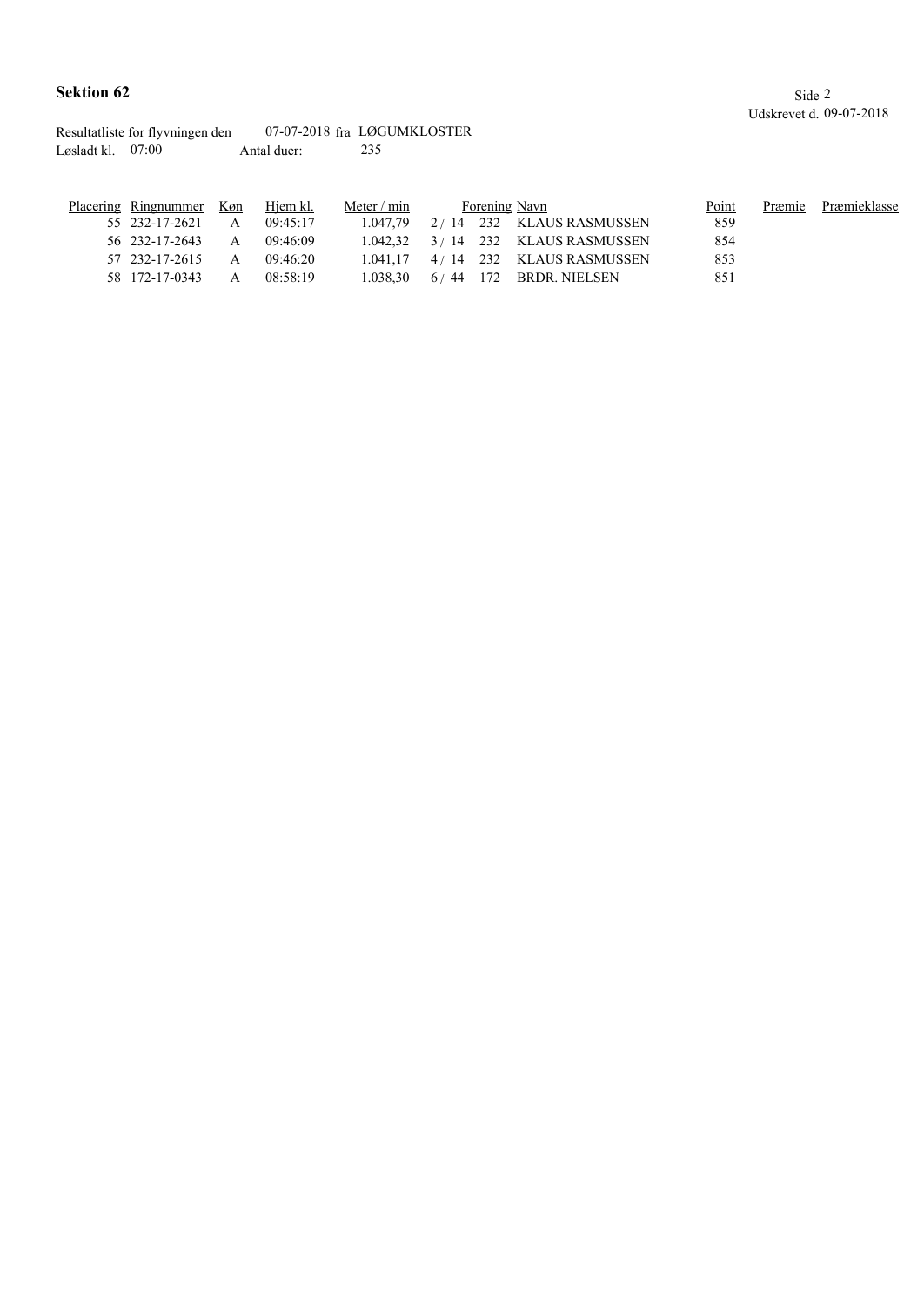**Sektion 62**

Udskrevet d. 09-07-2018

Resultatliste for flyvningen den 07-07-2018 fra LØGUMKLOSTER
Løsladt kl. 07:00 Antal duer: 235

| Placering | Ringnummer | Køn | Hjem kl. | Meter / min | Forening | | Navn | Point | Præmie | Præmieklasse |
|---|---|---|---|---|---|---|---|---|---|---|
| 55 | 232-17-2621 | A | 09:45:17 | 1.047,79 | 2 / 14 | 232 | KLAUS RASMUSSEN | 859 | | |
| 56 | 232-17-2643 | A | 09:46:09 | 1.042,32 | 3 / 14 | 232 | KLAUS RASMUSSEN | 854 | | |
| 57 | 232-17-2615 | A | 09:46:20 | 1.041,17 | 4 / 14 | 232 | KLAUS RASMUSSEN | 853 | | |
| 58 | 172-17-0343 | A | 08:58:19 | 1.038,30 | 6 / 44 | 172 | BRDR. NIELSEN | 851 | | |